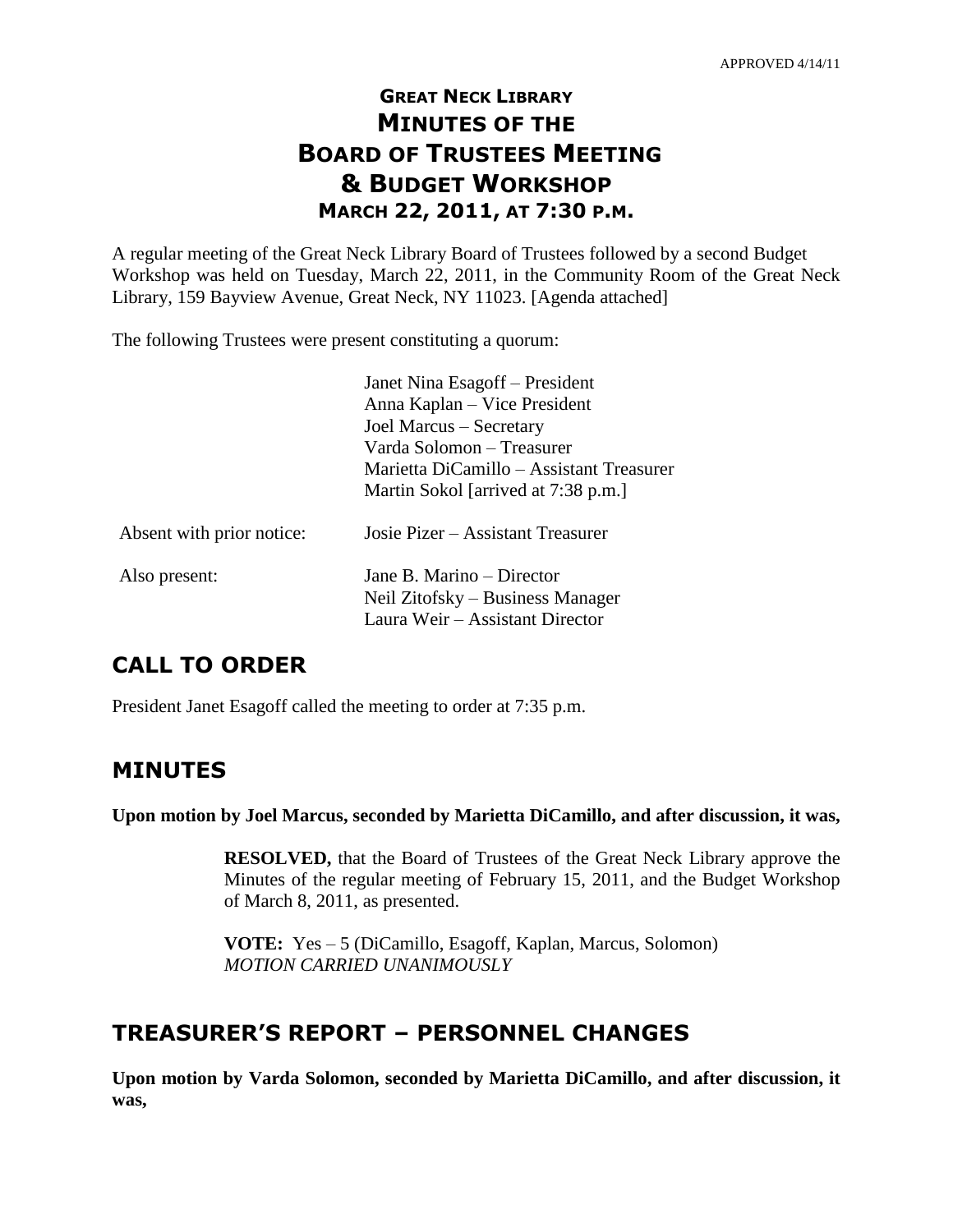APPROVED 4/14/11

# GREAT NECK LIBRARY
# MINUTES OF THE
# BOARD OF TRUSTEES MEETING
# & BUDGET WORKSHOP
## MARCH 22, 2011, AT 7:30 P.M.

A regular meeting of the Great Neck Library Board of Trustees followed by a second Budget Workshop was held on Tuesday, March 22, 2011, in the Community Room of the Great Neck Library, 159 Bayview Avenue, Great Neck, NY 11023. [Agenda attached]

The following Trustees were present constituting a quorum:

Janet Nina Esagoff – President
Anna Kaplan – Vice President
Joel Marcus – Secretary
Varda Solomon – Treasurer
Marietta DiCamillo – Assistant Treasurer
Martin Sokol [arrived at 7:38 p.m.]

Absent with prior notice: Josie Pizer – Assistant Treasurer

Also present:
Jane B. Marino – Director
Neil Zitofsky – Business Manager
Laura Weir – Assistant Director

## CALL TO ORDER

President Janet Esagoff called the meeting to order at 7:35 p.m.

## MINUTES

**Upon motion by Joel Marcus, seconded by Marietta DiCamillo, and after discussion, it was,**

> **RESOLVED,** that the Board of Trustees of the Great Neck Library approve the Minutes of the regular meeting of February 15, 2011, and the Budget Workshop of March 8, 2011, as presented.
>
> **VOTE:** Yes – 5 (DiCamillo, Esagoff, Kaplan, Marcus, Solomon)
> *MOTION CARRIED UNANIMOUSLY*

## TREASURER'S REPORT – PERSONNEL CHANGES

**Upon motion by Varda Solomon, seconded by Marietta DiCamillo, and after discussion, it was,**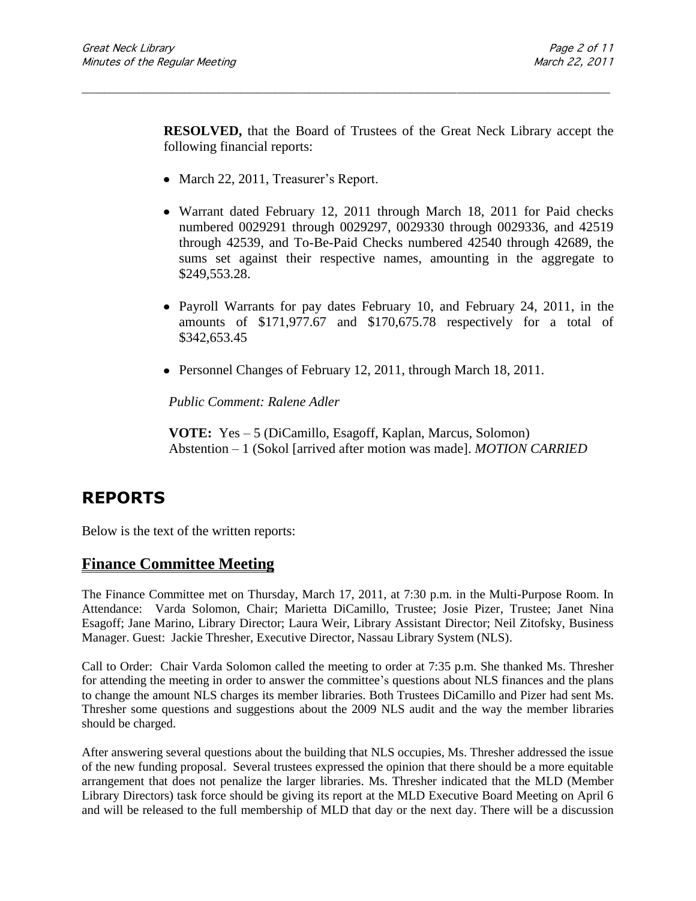**RESOLVED,** that the Board of Trustees of the Great Neck Library accept the following financial reports:

- March 22, 2011, Treasurer's Report.
- Warrant dated February 12, 2011 through March 18, 2011 for Paid checks numbered 0029291 through 0029297, 0029330 through 0029336, and 42519 through 42539, and To-Be-Paid Checks numbered 42540 through 42689, the sums set against their respective names, amounting in the aggregate to $249,553.28.
- Payroll Warrants for pay dates February 10, and February 24, 2011, in the amounts of $171,977.67 and $170,675.78 respectively for a total of $342,653.45
- Personnel Changes of February 12, 2011, through March 18, 2011.

*Public Comment: Ralene Adler*

**VOTE:** Yes – 5 (DiCamillo, Esagoff, Kaplan, Marcus, Solomon)
Abstention – 1 (Sokol [arrived after motion was made]. *MOTION CARRIED*

## REPORTS

Below is the text of the written reports:

### Finance Committee Meeting

The Finance Committee met on Thursday, March 17, 2011, at 7:30 p.m. in the Multi-Purpose Room. In Attendance: Varda Solomon, Chair; Marietta DiCamillo, Trustee; Josie Pizer, Trustee; Janet Nina Esagoff; Jane Marino, Library Director; Laura Weir, Library Assistant Director; Neil Zitofsky, Business Manager. Guest: Jackie Thresher, Executive Director, Nassau Library System (NLS).

Call to Order: Chair Varda Solomon called the meeting to order at 7:35 p.m. She thanked Ms. Thresher for attending the meeting in order to answer the committee's questions about NLS finances and the plans to change the amount NLS charges its member libraries. Both Trustees DiCamillo and Pizer had sent Ms. Thresher some questions and suggestions about the 2009 NLS audit and the way the member libraries should be charged.

After answering several questions about the building that NLS occupies, Ms. Thresher addressed the issue of the new funding proposal. Several trustees expressed the opinion that there should be a more equitable arrangement that does not penalize the larger libraries. Ms. Thresher indicated that the MLD (Member Library Directors) task force should be giving its report at the MLD Executive Board Meeting on April 6 and will be released to the full membership of MLD that day or the next day. There will be a discussion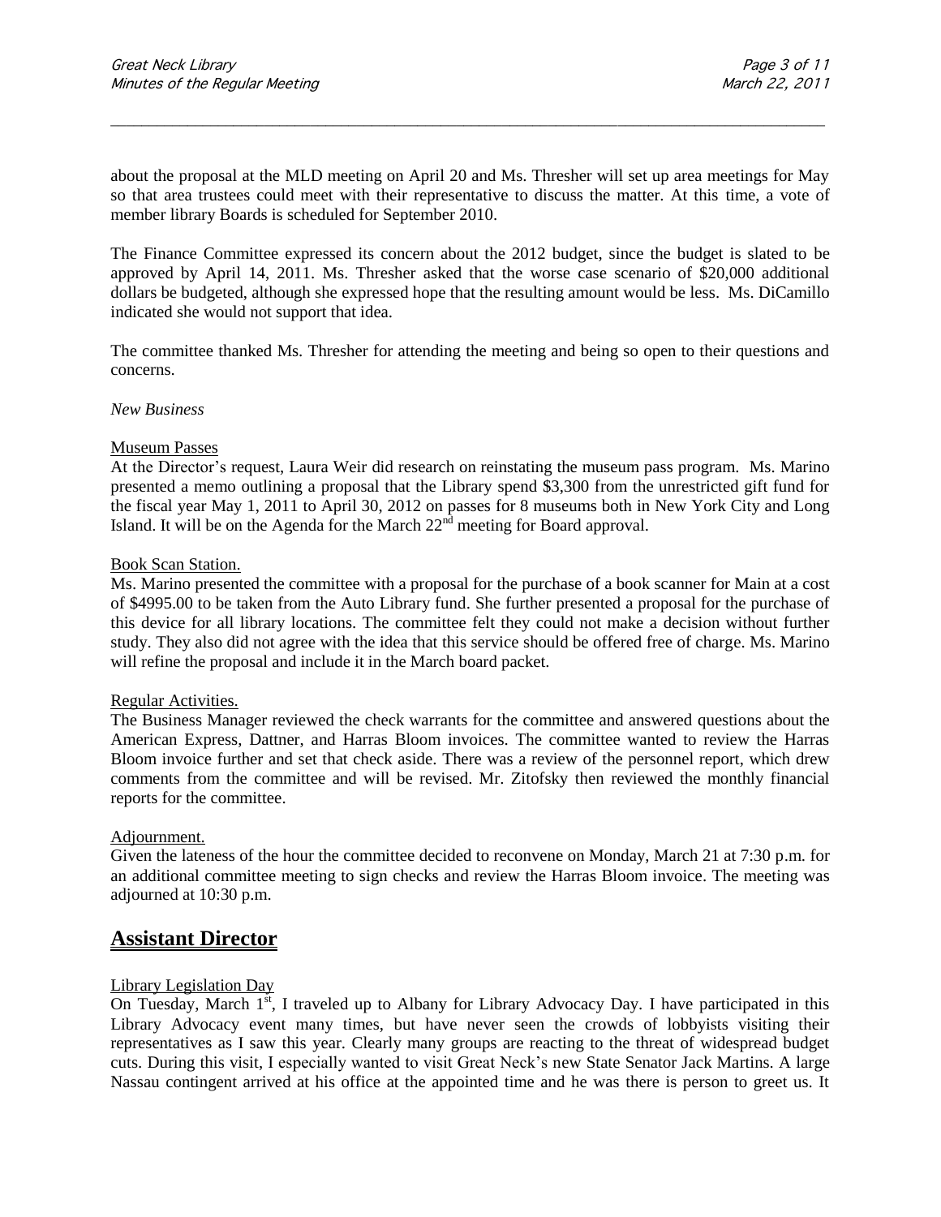about the proposal at the MLD meeting on April 20 and Ms. Thresher will set up area meetings for May so that area trustees could meet with their representative to discuss the matter. At this time, a vote of member library Boards is scheduled for September 2010.

The Finance Committee expressed its concern about the 2012 budget, since the budget is slated to be approved by April 14, 2011. Ms. Thresher asked that the worse case scenario of $20,000 additional dollars be budgeted, although she expressed hope that the resulting amount would be less. Ms. DiCamillo indicated she would not support that idea.

The committee thanked Ms. Thresher for attending the meeting and being so open to their questions and concerns.

*New Business*

Museum Passes

At the Director's request, Laura Weir did research on reinstating the museum pass program. Ms. Marino presented a memo outlining a proposal that the Library spend $3,300 from the unrestricted gift fund for the fiscal year May 1, 2011 to April 30, 2012 on passes for 8 museums both in New York City and Long Island. It will be on the Agenda for the March 22nd meeting for Board approval.

Book Scan Station.

Ms. Marino presented the committee with a proposal for the purchase of a book scanner for Main at a cost of $4995.00 to be taken from the Auto Library fund. She further presented a proposal for the purchase of this device for all library locations. The committee felt they could not make a decision without further study. They also did not agree with the idea that this service should be offered free of charge. Ms. Marino will refine the proposal and include it in the March board packet.

Regular Activities.

The Business Manager reviewed the check warrants for the committee and answered questions about the American Express, Dattner, and Harras Bloom invoices. The committee wanted to review the Harras Bloom invoice further and set that check aside. There was a review of the personnel report, which drew comments from the committee and will be revised. Mr. Zitofsky then reviewed the monthly financial reports for the committee.

Adjournment.

Given the lateness of the hour the committee decided to reconvene on Monday, March 21 at 7:30 p.m. for an additional committee meeting to sign checks and review the Harras Bloom invoice. The meeting was adjourned at 10:30 p.m.

## Assistant Director

Library Legislation Day

On Tuesday, March 1st, I traveled up to Albany for Library Advocacy Day. I have participated in this Library Advocacy event many times, but have never seen the crowds of lobbyists visiting their representatives as I saw this year. Clearly many groups are reacting to the threat of widespread budget cuts. During this visit, I especially wanted to visit Great Neck's new State Senator Jack Martins. A large Nassau contingent arrived at his office at the appointed time and he was there is person to greet us. It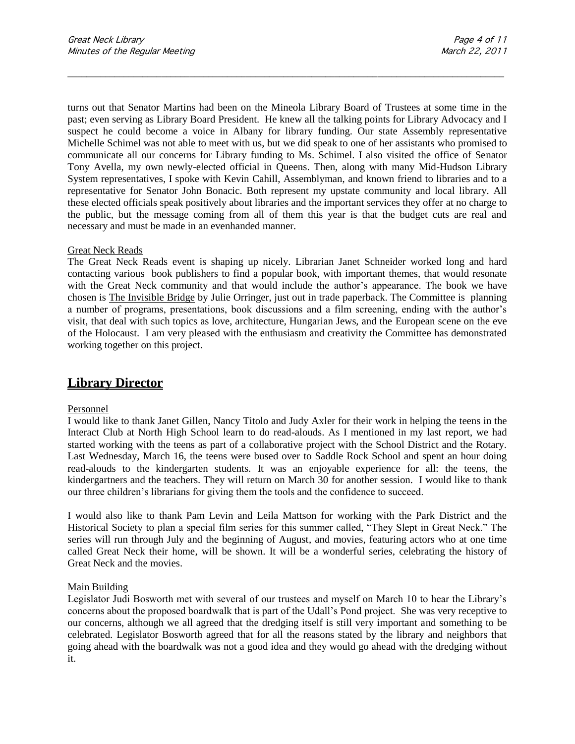turns out that Senator Martins had been on the Mineola Library Board of Trustees at some time in the past; even serving as Library Board President. He knew all the talking points for Library Advocacy and I suspect he could become a voice in Albany for library funding. Our state Assembly representative Michelle Schimel was not able to meet with us, but we did speak to one of her assistants who promised to communicate all our concerns for Library funding to Ms. Schimel. I also visited the office of Senator Tony Avella, my own newly-elected official in Queens. Then, along with many Mid-Hudson Library System representatives, I spoke with Kevin Cahill, Assemblyman, and known friend to libraries and to a representative for Senator John Bonacic. Both represent my upstate community and local library. All these elected officials speak positively about libraries and the important services they offer at no charge to the public, but the message coming from all of them this year is that the budget cuts are real and necessary and must be made in an evenhanded manner.

Great Neck Reads

The Great Neck Reads event is shaping up nicely. Librarian Janet Schneider worked long and hard contacting various book publishers to find a popular book, with important themes, that would resonate with the Great Neck community and that would include the author's appearance. The book we have chosen is The Invisible Bridge by Julie Orringer, just out in trade paperback. The Committee is planning a number of programs, presentations, book discussions and a film screening, ending with the author's visit, that deal with such topics as love, architecture, Hungarian Jews, and the European scene on the eve of the Holocaust. I am very pleased with the enthusiasm and creativity the Committee has demonstrated working together on this project.

## Library Director

Personnel

I would like to thank Janet Gillen, Nancy Titolo and Judy Axler for their work in helping the teens in the Interact Club at North High School learn to do read-alouds. As I mentioned in my last report, we had started working with the teens as part of a collaborative project with the School District and the Rotary. Last Wednesday, March 16, the teens were bused over to Saddle Rock School and spent an hour doing read-alouds to the kindergarten students. It was an enjoyable experience for all: the teens, the kindergartners and the teachers. They will return on March 30 for another session. I would like to thank our three children's librarians for giving them the tools and the confidence to succeed.

I would also like to thank Pam Levin and Leila Mattson for working with the Park District and the Historical Society to plan a special film series for this summer called, "They Slept in Great Neck." The series will run through July and the beginning of August, and movies, featuring actors who at one time called Great Neck their home, will be shown. It will be a wonderful series, celebrating the history of Great Neck and the movies.

Main Building

Legislator Judi Bosworth met with several of our trustees and myself on March 10 to hear the Library's concerns about the proposed boardwalk that is part of the Udall's Pond project. She was very receptive to our concerns, although we all agreed that the dredging itself is still very important and something to be celebrated. Legislator Bosworth agreed that for all the reasons stated by the library and neighbors that going ahead with the boardwalk was not a good idea and they would go ahead with the dredging without it.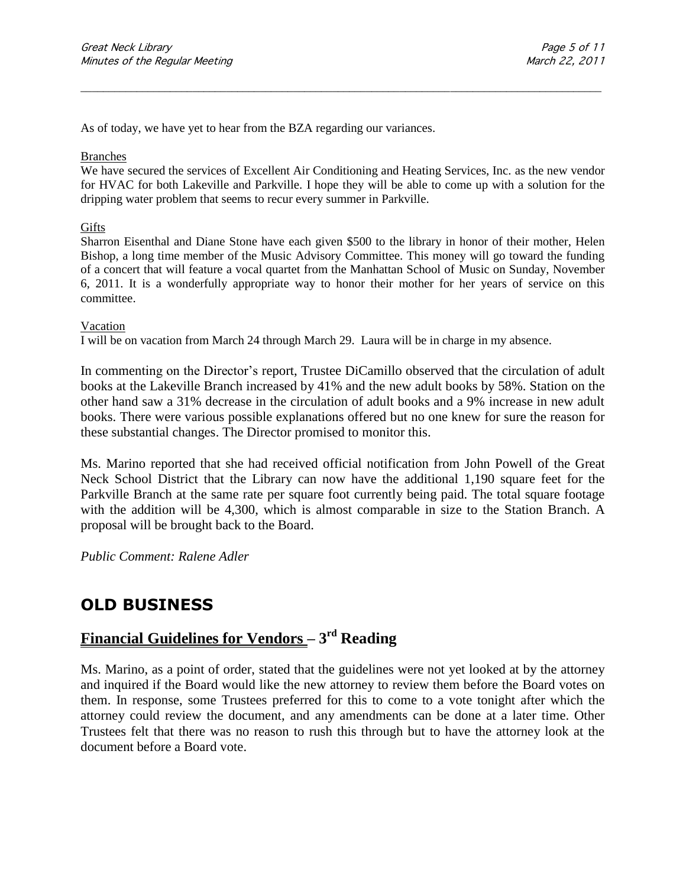As of today, we have yet to hear from the BZA regarding our variances.

Branches

We have secured the services of Excellent Air Conditioning and Heating Services, Inc. as the new vendor for HVAC for both Lakeville and Parkville. I hope they will be able to come up with a solution for the dripping water problem that seems to recur every summer in Parkville.

Gifts

Sharron Eisenthal and Diane Stone have each given $500 to the library in honor of their mother, Helen Bishop, a long time member of the Music Advisory Committee. This money will go toward the funding of a concert that will feature a vocal quartet from the Manhattan School of Music on Sunday, November 6, 2011. It is a wonderfully appropriate way to honor their mother for her years of service on this committee.

Vacation

I will be on vacation from March 24 through March 29. Laura will be in charge in my absence.

In commenting on the Director's report, Trustee DiCamillo observed that the circulation of adult books at the Lakeville Branch increased by 41% and the new adult books by 58%. Station on the other hand saw a 31% decrease in the circulation of adult books and a 9% increase in new adult books. There were various possible explanations offered but no one knew for sure the reason for these substantial changes. The Director promised to monitor this.

Ms. Marino reported that she had received official notification from John Powell of the Great Neck School District that the Library can now have the additional 1,190 square feet for the Parkville Branch at the same rate per square foot currently being paid. The total square footage with the addition will be 4,300, which is almost comparable in size to the Station Branch. A proposal will be brought back to the Board.

*Public Comment: Ralene Adler*

## OLD BUSINESS

### Financial Guidelines for Vendors – 3rd Reading

Ms. Marino, as a point of order, stated that the guidelines were not yet looked at by the attorney and inquired if the Board would like the new attorney to review them before the Board votes on them. In response, some Trustees preferred for this to come to a vote tonight after which the attorney could review the document, and any amendments can be done at a later time. Other Trustees felt that there was no reason to rush this through but to have the attorney look at the document before a Board vote.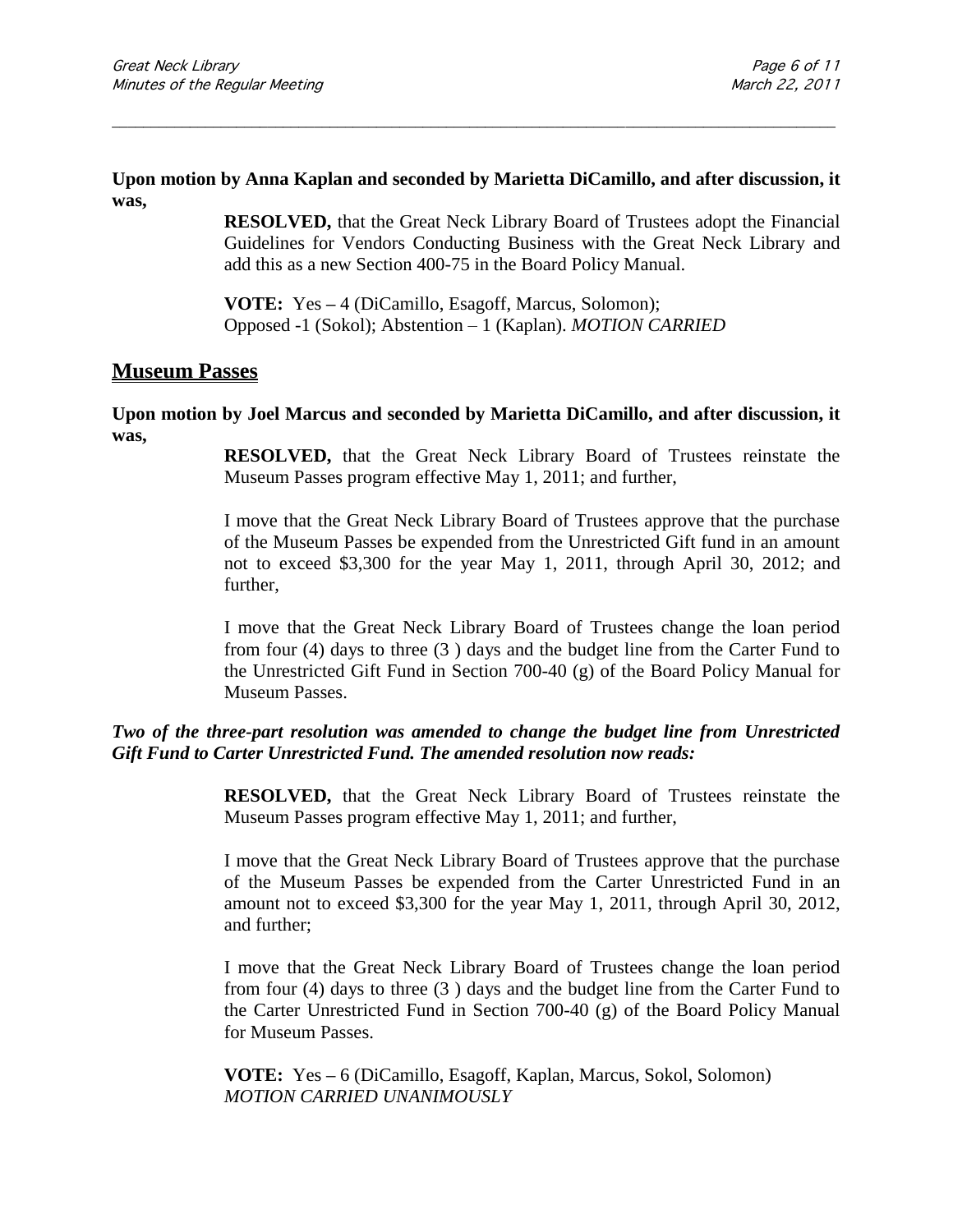**Upon motion by Anna Kaplan and seconded by Marietta DiCamillo, and after discussion, it was,**

> **RESOLVED,** that the Great Neck Library Board of Trustees adopt the Financial Guidelines for Vendors Conducting Business with the Great Neck Library and add this as a new Section 400-75 in the Board Policy Manual.
>
> **VOTE:** Yes – 4 (DiCamillo, Esagoff, Marcus, Solomon); Opposed -1 (Sokol); Abstention – 1 (Kaplan). *MOTION CARRIED*

## Museum Passes

**Upon motion by Joel Marcus and seconded by Marietta DiCamillo, and after discussion, it was,**

> **RESOLVED,** that the Great Neck Library Board of Trustees reinstate the Museum Passes program effective May 1, 2011; and further,
>
> I move that the Great Neck Library Board of Trustees approve that the purchase of the Museum Passes be expended from the Unrestricted Gift fund in an amount not to exceed $3,300 for the year May 1, 2011, through April 30, 2012; and further,
>
> I move that the Great Neck Library Board of Trustees change the loan period from four (4) days to three (3 ) days and the budget line from the Carter Fund to the Unrestricted Gift Fund in Section 700-40 (g) of the Board Policy Manual for Museum Passes.

***Two of the three-part resolution was amended to change the budget line from Unrestricted Gift Fund to Carter Unrestricted Fund. The amended resolution now reads:***

> **RESOLVED,** that the Great Neck Library Board of Trustees reinstate the Museum Passes program effective May 1, 2011; and further,
>
> I move that the Great Neck Library Board of Trustees approve that the purchase of the Museum Passes be expended from the Carter Unrestricted Fund in an amount not to exceed $3,300 for the year May 1, 2011, through April 30, 2012, and further;
>
> I move that the Great Neck Library Board of Trustees change the loan period from four (4) days to three (3 ) days and the budget line from the Carter Fund to the Carter Unrestricted Fund in Section 700-40 (g) of the Board Policy Manual for Museum Passes.
>
> **VOTE:** Yes – 6 (DiCamillo, Esagoff, Kaplan, Marcus, Sokol, Solomon)
> *MOTION CARRIED UNANIMOUSLY*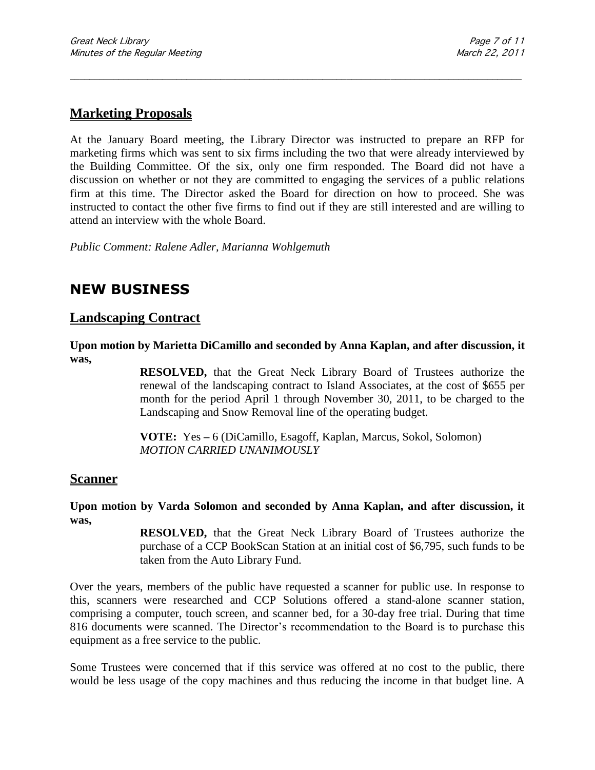## Marketing Proposals

At the January Board meeting, the Library Director was instructed to prepare an RFP for marketing firms which was sent to six firms including the two that were already interviewed by the Building Committee. Of the six, only one firm responded. The Board did not have a discussion on whether or not they are committed to engaging the services of a public relations firm at this time. The Director asked the Board for direction on how to proceed. She was instructed to contact the other five firms to find out if they are still interested and are willing to attend an interview with the whole Board.

*Public Comment: Ralene Adler, Marianna Wohlgemuth*

# NEW BUSINESS

## Landscaping Contract

**Upon motion by Marietta DiCamillo and seconded by Anna Kaplan, and after discussion, it was,**

> **RESOLVED,** that the Great Neck Library Board of Trustees authorize the renewal of the landscaping contract to Island Associates, at the cost of $655 per month for the period April 1 through November 30, 2011, to be charged to the Landscaping and Snow Removal line of the operating budget.
>
> **VOTE:** Yes – 6 (DiCamillo, Esagoff, Kaplan, Marcus, Sokol, Solomon)
> *MOTION CARRIED UNANIMOUSLY*

## Scanner

**Upon motion by Varda Solomon and seconded by Anna Kaplan, and after discussion, it was,**

> **RESOLVED,** that the Great Neck Library Board of Trustees authorize the purchase of a CCP BookScan Station at an initial cost of $6,795, such funds to be taken from the Auto Library Fund.

Over the years, members of the public have requested a scanner for public use. In response to this, scanners were researched and CCP Solutions offered a stand-alone scanner station, comprising a computer, touch screen, and scanner bed, for a 30-day free trial. During that time 816 documents were scanned. The Director's recommendation to the Board is to purchase this equipment as a free service to the public.

Some Trustees were concerned that if this service was offered at no cost to the public, there would be less usage of the copy machines and thus reducing the income in that budget line. A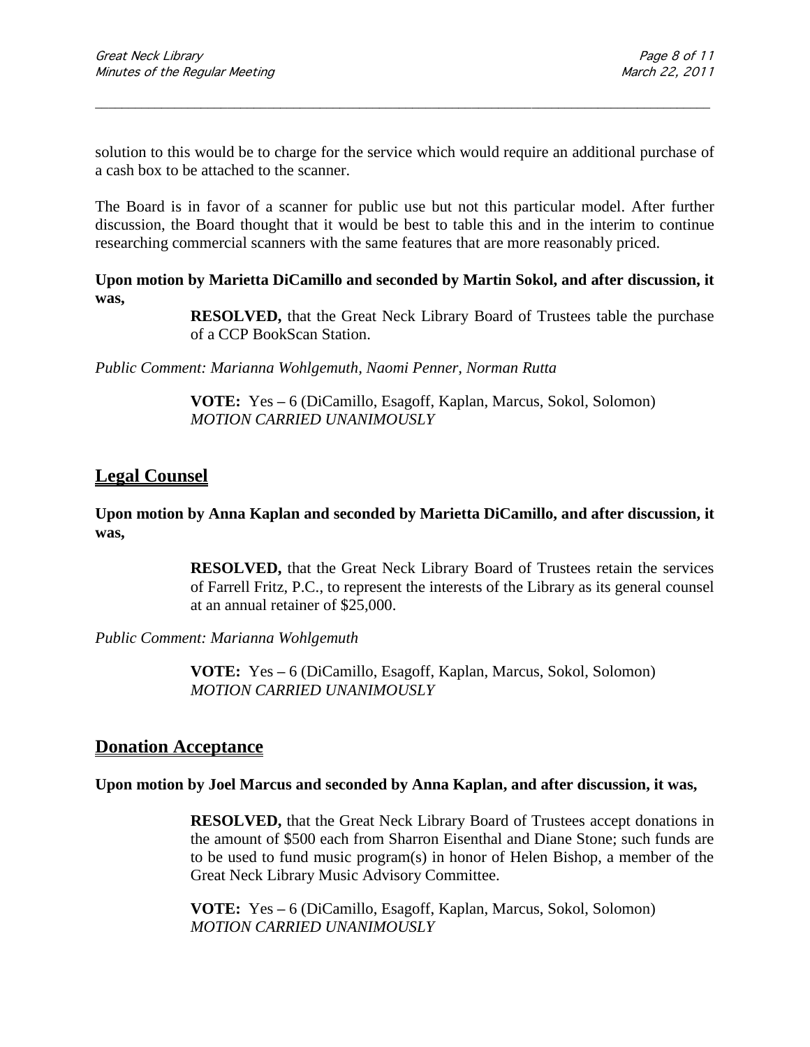solution to this would be to charge for the service which would require an additional purchase of a cash box to be attached to the scanner.

The Board is in favor of a scanner for public use but not this particular model. After further discussion, the Board thought that it would be best to table this and in the interim to continue researching commercial scanners with the same features that are more reasonably priced.

**Upon motion by Marietta DiCamillo and seconded by Martin Sokol, and after discussion, it was,**

> **RESOLVED,** that the Great Neck Library Board of Trustees table the purchase of a CCP BookScan Station.

*Public Comment: Marianna Wohlgemuth, Naomi Penner, Norman Rutta*

> **VOTE:** Yes – 6 (DiCamillo, Esagoff, Kaplan, Marcus, Sokol, Solomon)
> *MOTION CARRIED UNANIMOUSLY*

## Legal Counsel

**Upon motion by Anna Kaplan and seconded by Marietta DiCamillo, and after discussion, it was,**

> **RESOLVED,** that the Great Neck Library Board of Trustees retain the services of Farrell Fritz, P.C., to represent the interests of the Library as its general counsel at an annual retainer of $25,000.

*Public Comment: Marianna Wohlgemuth*

> **VOTE:** Yes – 6 (DiCamillo, Esagoff, Kaplan, Marcus, Sokol, Solomon)
> *MOTION CARRIED UNANIMOUSLY*

## Donation Acceptance

**Upon motion by Joel Marcus and seconded by Anna Kaplan, and after discussion, it was,**

> **RESOLVED,** that the Great Neck Library Board of Trustees accept donations in the amount of $500 each from Sharron Eisenthal and Diane Stone; such funds are to be used to fund music program(s) in honor of Helen Bishop, a member of the Great Neck Library Music Advisory Committee.
>
> **VOTE:** Yes – 6 (DiCamillo, Esagoff, Kaplan, Marcus, Sokol, Solomon)
> *MOTION CARRIED UNANIMOUSLY*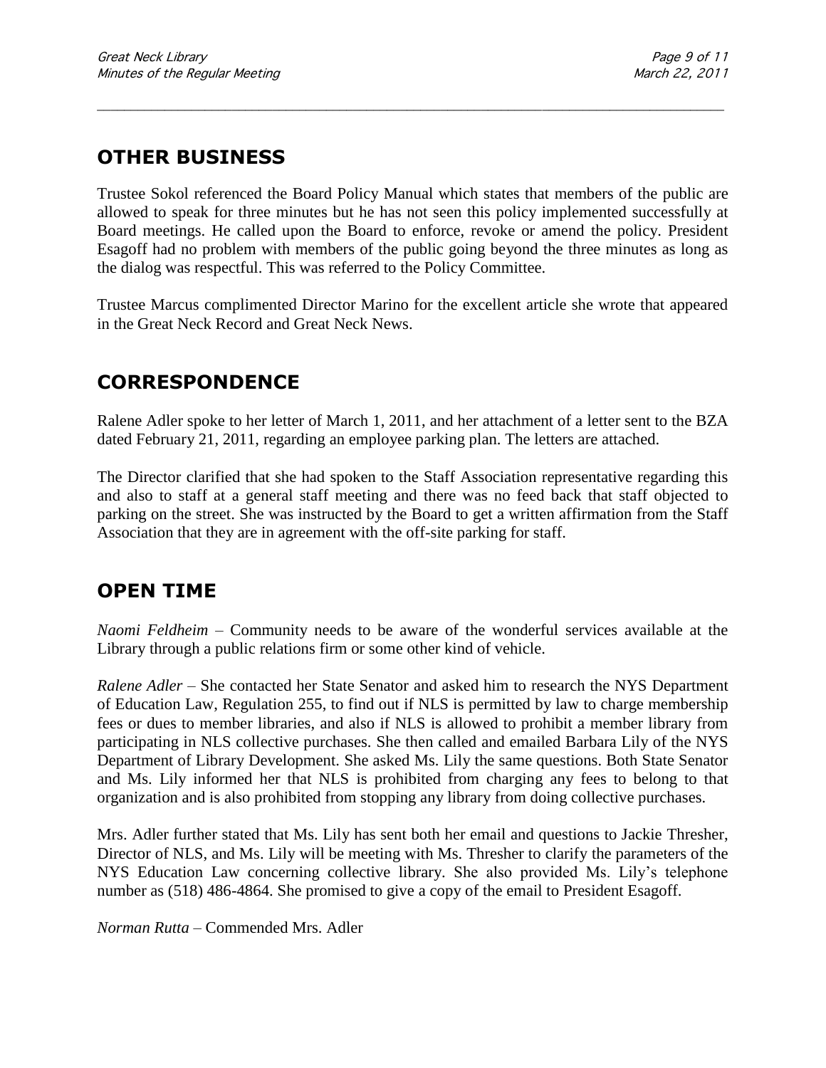## OTHER BUSINESS

Trustee Sokol referenced the Board Policy Manual which states that members of the public are allowed to speak for three minutes but he has not seen this policy implemented successfully at Board meetings. He called upon the Board to enforce, revoke or amend the policy. President Esagoff had no problem with members of the public going beyond the three minutes as long as the dialog was respectful. This was referred to the Policy Committee.

Trustee Marcus complimented Director Marino for the excellent article she wrote that appeared in the Great Neck Record and Great Neck News.

## CORRESPONDENCE

Ralene Adler spoke to her letter of March 1, 2011, and her attachment of a letter sent to the BZA dated February 21, 2011, regarding an employee parking plan. The letters are attached.

The Director clarified that she had spoken to the Staff Association representative regarding this and also to staff at a general staff meeting and there was no feed back that staff objected to parking on the street. She was instructed by the Board to get a written affirmation from the Staff Association that they are in agreement with the off-site parking for staff.

## OPEN TIME

*Naomi Feldheim* – Community needs to be aware of the wonderful services available at the Library through a public relations firm or some other kind of vehicle.

*Ralene Adler* – She contacted her State Senator and asked him to research the NYS Department of Education Law, Regulation 255, to find out if NLS is permitted by law to charge membership fees or dues to member libraries, and also if NLS is allowed to prohibit a member library from participating in NLS collective purchases. She then called and emailed Barbara Lily of the NYS Department of Library Development. She asked Ms. Lily the same questions. Both State Senator and Ms. Lily informed her that NLS is prohibited from charging any fees to belong to that organization and is also prohibited from stopping any library from doing collective purchases.

Mrs. Adler further stated that Ms. Lily has sent both her email and questions to Jackie Thresher, Director of NLS, and Ms. Lily will be meeting with Ms. Thresher to clarify the parameters of the NYS Education Law concerning collective library. She also provided Ms. Lily's telephone number as (518) 486-4864. She promised to give a copy of the email to President Esagoff.

*Norman Rutta* – Commended Mrs. Adler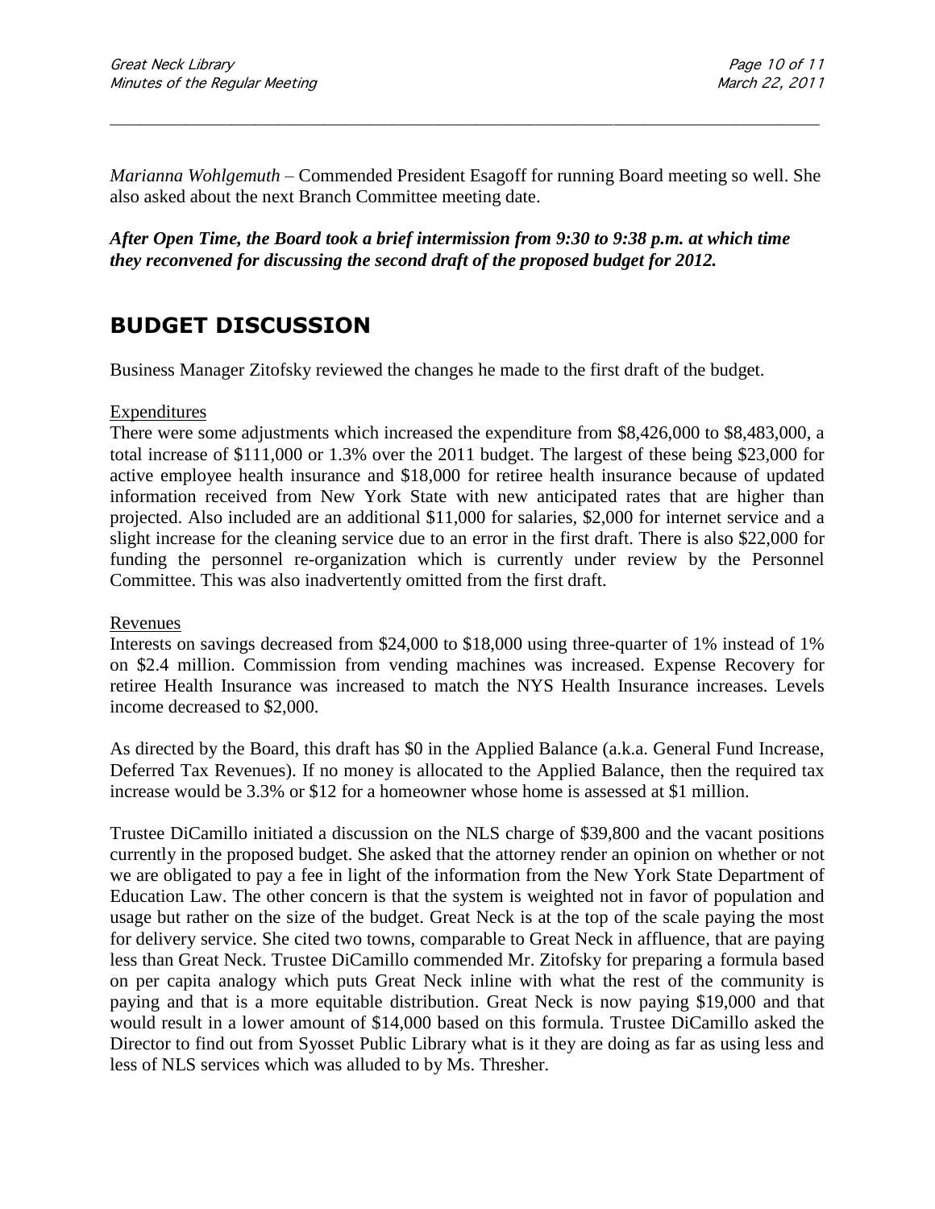*Marianna Wohlgemuth* – Commended President Esagoff for running Board meeting so well. She also asked about the next Branch Committee meeting date.

***After Open Time, the Board took a brief intermission from 9:30 to 9:38 p.m. at which time they reconvened for discussing the second draft of the proposed budget for 2012.***

## BUDGET DISCUSSION

Business Manager Zitofsky reviewed the changes he made to the first draft of the budget.

<u>Expenditures</u>

There were some adjustments which increased the expenditure from \$8,426,000 to \$8,483,000, a total increase of \$111,000 or 1.3% over the 2011 budget. The largest of these being \$23,000 for active employee health insurance and \$18,000 for retiree health insurance because of updated information received from New York State with new anticipated rates that are higher than projected. Also included are an additional \$11,000 for salaries, \$2,000 for internet service and a slight increase for the cleaning service due to an error in the first draft. There is also \$22,000 for funding the personnel re-organization which is currently under review by the Personnel Committee. This was also inadvertently omitted from the first draft.

<u>Revenues</u>

Interests on savings decreased from \$24,000 to \$18,000 using three-quarter of 1% instead of 1% on \$2.4 million. Commission from vending machines was increased. Expense Recovery for retiree Health Insurance was increased to match the NYS Health Insurance increases. Levels income decreased to \$2,000.

As directed by the Board, this draft has \$0 in the Applied Balance (a.k.a. General Fund Increase, Deferred Tax Revenues). If no money is allocated to the Applied Balance, then the required tax increase would be 3.3% or \$12 for a homeowner whose home is assessed at \$1 million.

Trustee DiCamillo initiated a discussion on the NLS charge of \$39,800 and the vacant positions currently in the proposed budget. She asked that the attorney render an opinion on whether or not we are obligated to pay a fee in light of the information from the New York State Department of Education Law. The other concern is that the system is weighted not in favor of population and usage but rather on the size of the budget. Great Neck is at the top of the scale paying the most for delivery service. She cited two towns, comparable to Great Neck in affluence, that are paying less than Great Neck. Trustee DiCamillo commended Mr. Zitofsky for preparing a formula based on per capita analogy which puts Great Neck inline with what the rest of the community is paying and that is a more equitable distribution. Great Neck is now paying \$19,000 and that would result in a lower amount of \$14,000 based on this formula. Trustee DiCamillo asked the Director to find out from Syosset Public Library what is it they are doing as far as using less and less of NLS services which was alluded to by Ms. Thresher.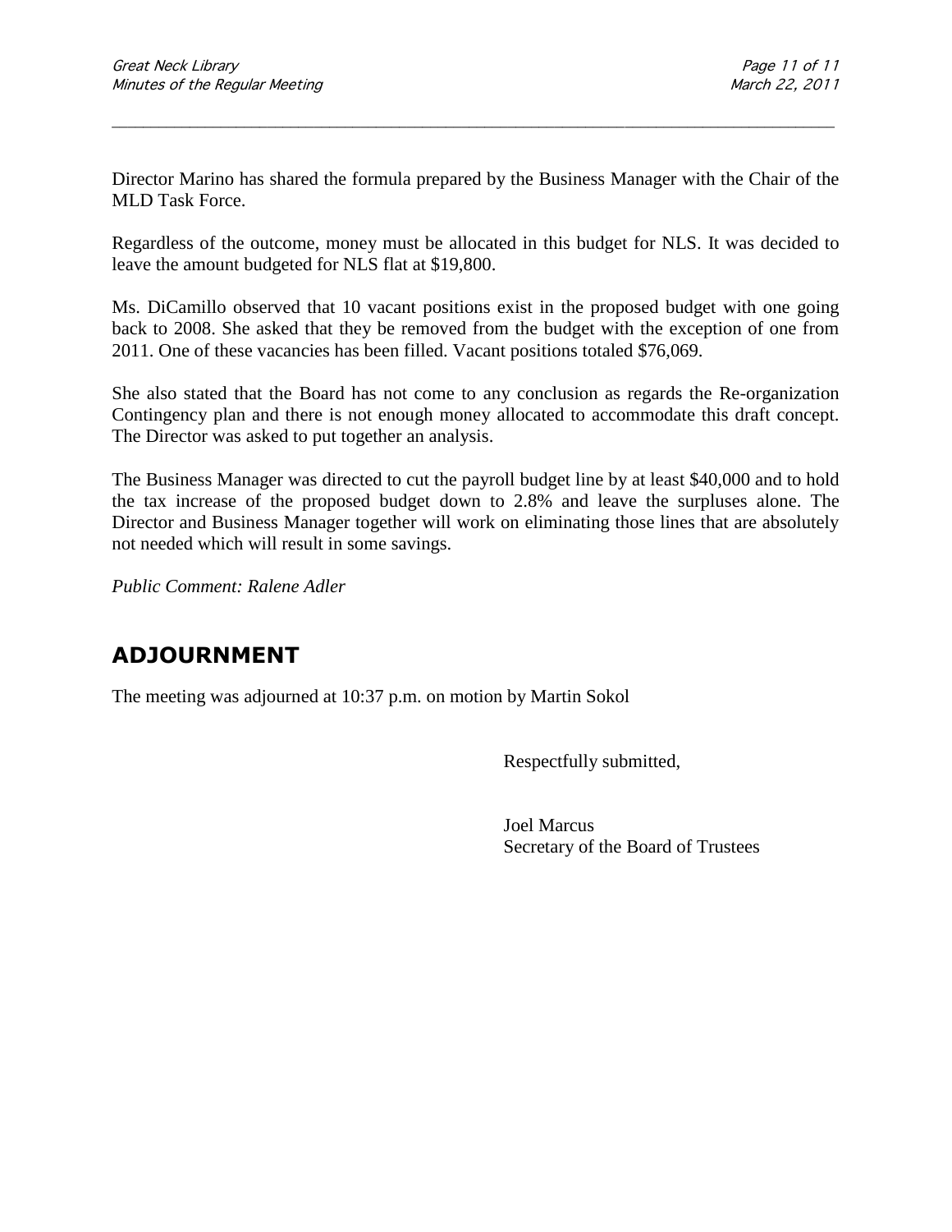Director Marino has shared the formula prepared by the Business Manager with the Chair of the MLD Task Force.

Regardless of the outcome, money must be allocated in this budget for NLS. It was decided to leave the amount budgeted for NLS flat at $19,800.

Ms. DiCamillo observed that 10 vacant positions exist in the proposed budget with one going back to 2008. She asked that they be removed from the budget with the exception of one from 2011. One of these vacancies has been filled. Vacant positions totaled $76,069.

She also stated that the Board has not come to any conclusion as regards the Re-organization Contingency plan and there is not enough money allocated to accommodate this draft concept. The Director was asked to put together an analysis.

The Business Manager was directed to cut the payroll budget line by at least $40,000 and to hold the tax increase of the proposed budget down to 2.8% and leave the surpluses alone. The Director and Business Manager together will work on eliminating those lines that are absolutely not needed which will result in some savings.

*Public Comment: Ralene Adler*

## ADJOURNMENT

The meeting was adjourned at 10:37 p.m. on motion by Martin Sokol

Respectfully submitted,

Joel Marcus
Secretary of the Board of Trustees